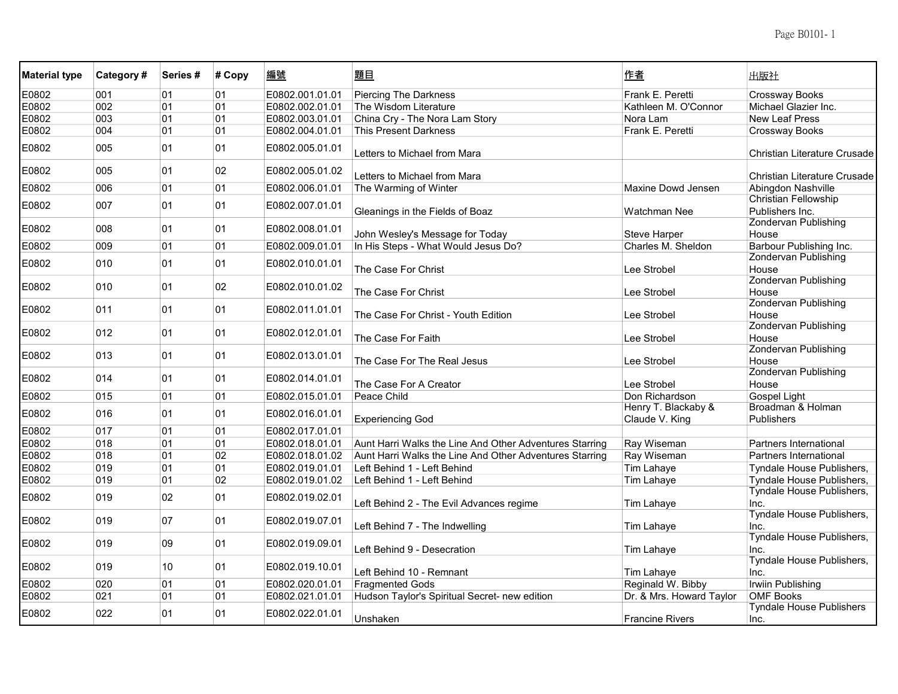| Material type | Category # | Series # | # Copy | 編號 | 題目 | 作者 | 出版社 |
|---|---|---|---|---|---|---|---|
| E0802 | 001 | 01 | 01 | E0802.001.01.01 | Piercing The Darkness | Frank E. Peretti | Crossway Books |
| E0802 | 002 | 01 | 01 | E0802.002.01.01 | The Wisdom Literature | Kathleen M. O'Connor | Michael Glazier Inc. |
| E0802 | 003 | 01 | 01 | E0802.003.01.01 | China Cry - The Nora Lam Story | Nora Lam | New Leaf Press |
| E0802 | 004 | 01 | 01 | E0802.004.01.01 | This Present Darkness | Frank E. Peretti | Crossway Books |
| E0802 | 005 | 01 | 01 | E0802.005.01.01 | Letters to Michael from Mara | | Christian Literature Crusade |
| E0802 | 005 | 01 | 02 | E0802.005.01.02 | Letters to Michael from Mara | | Christian Literature Crusade |
| E0802 | 006 | 01 | 01 | E0802.006.01.01 | The Warming of Winter | Maxine Dowd Jensen | Abingdon Nashville |
| E0802 | 007 | 01 | 01 | E0802.007.01.01 | Gleanings in the Fields of Boaz | Watchman Nee | Christian Fellowship Publishers Inc. |
| E0802 | 008 | 01 | 01 | E0802.008.01.01 | John Wesley's Message for Today | Steve Harper | Zondervan Publishing House |
| E0802 | 009 | 01 | 01 | E0802.009.01.01 | In His Steps - What Would Jesus Do? | Charles M. Sheldon | Barbour Publishing Inc. |
| E0802 | 010 | 01 | 01 | E0802.010.01.01 | The Case For Christ | Lee Strobel | Zondervan Publishing House |
| E0802 | 010 | 01 | 02 | E0802.010.01.02 | The Case For Christ | Lee Strobel | Zondervan Publishing House |
| E0802 | 011 | 01 | 01 | E0802.011.01.01 | The Case For Christ - Youth Edition | Lee Strobel | Zondervan Publishing House |
| E0802 | 012 | 01 | 01 | E0802.012.01.01 | The Case For Faith | Lee Strobel | Zondervan Publishing House |
| E0802 | 013 | 01 | 01 | E0802.013.01.01 | The Case For The Real Jesus | Lee Strobel | Zondervan Publishing House |
| E0802 | 014 | 01 | 01 | E0802.014.01.01 | The Case For A Creator | Lee Strobel | Zondervan Publishing House |
| E0802 | 015 | 01 | 01 | E0802.015.01.01 | Peace Child | Don Richardson | Gospel Light |
| E0802 | 016 | 01 | 01 | E0802.016.01.01 | Experiencing God | Henry T. Blackaby & Claude V. King | Broadman & Holman Publishers |
| E0802 | 017 | 01 | 01 | E0802.017.01.01 | | | |
| E0802 | 018 | 01 | 01 | E0802.018.01.01 | Aunt Harri Walks the Line And Other Adventures Starring | Ray Wiseman | Partners International |
| E0802 | 018 | 01 | 02 | E0802.018.01.02 | Aunt Harri Walks the Line And Other Adventures Starring | Ray Wiseman | Partners International |
| E0802 | 019 | 01 | 01 | E0802.019.01.01 | Left Behind 1 - Left Behind | Tim Lahaye | Tyndale House Publishers, |
| E0802 | 019 | 01 | 02 | E0802.019.01.02 | Left Behind 1 - Left Behind | Tim Lahaye | Tyndale House Publishers, |
| E0802 | 019 | 02 | 01 | E0802.019.02.01 | Left Behind 2 - The Evil Advances regime | Tim Lahaye | Tyndale House Publishers, Inc. |
| E0802 | 019 | 07 | 01 | E0802.019.07.01 | Left Behind 7 - The Indwelling | Tim Lahaye | Tyndale House Publishers, Inc. |
| E0802 | 019 | 09 | 01 | E0802.019.09.01 | Left Behind 9 - Desecration | Tim Lahaye | Tyndale House Publishers, Inc. |
| E0802 | 019 | 10 | 01 | E0802.019.10.01 | Left Behind 10 - Remnant | Tim Lahaye | Tyndale House Publishers, Inc. |
| E0802 | 020 | 01 | 01 | E0802.020.01.01 | Fragmented Gods | Reginald W. Bibby | Irwiin Publishing |
| E0802 | 021 | 01 | 01 | E0802.021.01.01 | Hudson Taylor's Spiritual Secret- new edition | Dr. & Mrs. Howard Taylor | OMF Books |
| E0802 | 022 | 01 | 01 | E0802.022.01.01 | Unshaken | Francine Rivers | Tyndale House Publishers Inc. |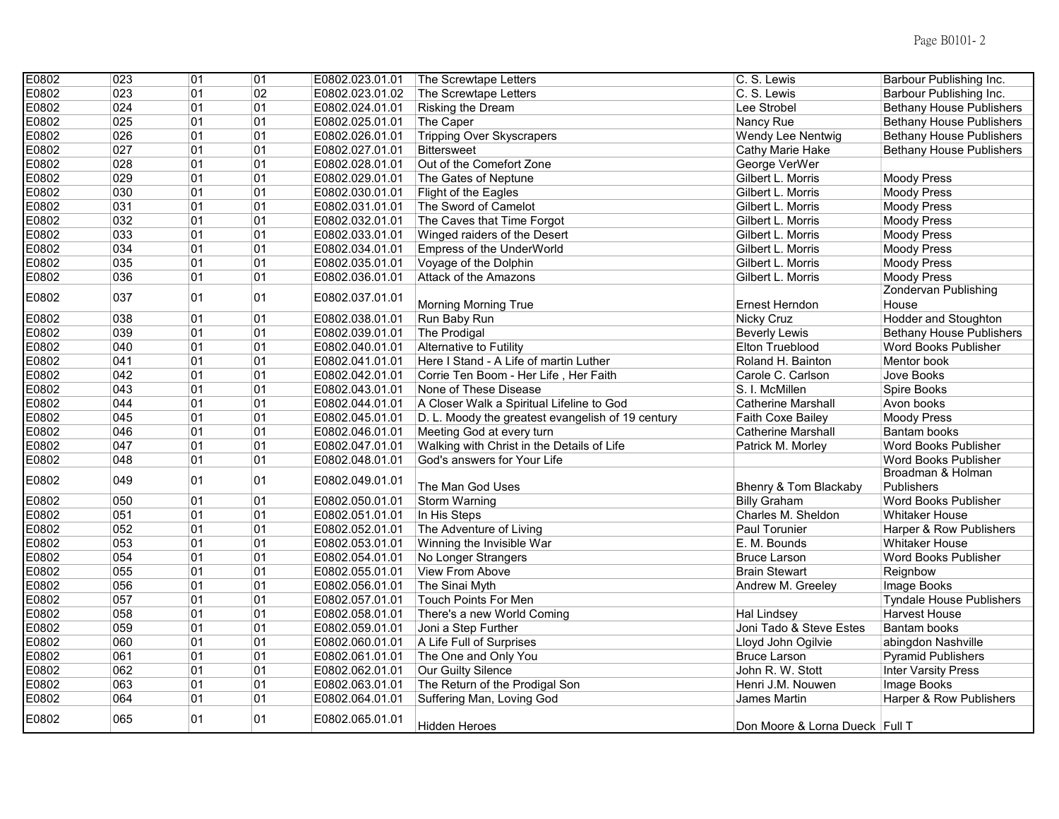| E0802 | 023 | 01 | 01 | E0802.023.01.01 | The Screwtape Letters | C. S. Lewis | Barbour Publishing Inc. |
|---|---|---|---|---|---|---|---|
| E0802 | 023 | 01 | 02 | E0802.023.01.02 | The Screwtape Letters | C. S. Lewis | Barbour Publishing Inc. |
| E0802 | 024 | 01 | 01 | E0802.024.01.01 | Risking the Dream | Lee Strobel | Bethany House Publishers |
| E0802 | 025 | 01 | 01 | E0802.025.01.01 | The Caper | Nancy Rue | Bethany House Publishers |
| E0802 | 026 | 01 | 01 | E0802.026.01.01 | Tripping Over Skyscrapers | Wendy Lee Nentwig | Bethany House Publishers |
| E0802 | 027 | 01 | 01 | E0802.027.01.01 | Bittersweet | Cathy Marie Hake | Bethany House Publishers |
| E0802 | 028 | 01 | 01 | E0802.028.01.01 | Out of the Comefort Zone | George VerWer | |
| E0802 | 029 | 01 | 01 | E0802.029.01.01 | The Gates of Neptune | Gilbert L. Morris | Moody Press |
| E0802 | 030 | 01 | 01 | E0802.030.01.01 | Flight of the Eagles | Gilbert L. Morris | Moody Press |
| E0802 | 031 | 01 | 01 | E0802.031.01.01 | The Sword of Camelot | Gilbert L. Morris | Moody Press |
| E0802 | 032 | 01 | 01 | E0802.032.01.01 | The Caves that Time Forgot | Gilbert L. Morris | Moody Press |
| E0802 | 033 | 01 | 01 | E0802.033.01.01 | Winged raiders of the Desert | Gilbert L. Morris | Moody Press |
| E0802 | 034 | 01 | 01 | E0802.034.01.01 | Empress of the UnderWorld | Gilbert L. Morris | Moody Press |
| E0802 | 035 | 01 | 01 | E0802.035.01.01 | Voyage of the Dolphin | Gilbert L. Morris | Moody Press |
| E0802 | 036 | 01 | 01 | E0802.036.01.01 | Attack of the Amazons | Gilbert L. Morris | Moody Press |
| E0802 | 037 | 01 | 01 | E0802.037.01.01 | Morning Morning True | Ernest Herndon | Zondervan Publishing House |
| E0802 | 038 | 01 | 01 | E0802.038.01.01 | Run Baby Run | Nicky Cruz | Hodder and Stoughton |
| E0802 | 039 | 01 | 01 | E0802.039.01.01 | The Prodigal | Beverly Lewis | Bethany House Publishers |
| E0802 | 040 | 01 | 01 | E0802.040.01.01 | Alternative to Futility | Elton Trueblood | Word Books Publisher |
| E0802 | 041 | 01 | 01 | E0802.041.01.01 | Here I Stand - A Life of martin Luther | Roland H. Bainton | Mentor book |
| E0802 | 042 | 01 | 01 | E0802.042.01.01 | Corrie Ten Boom - Her Life , Her Faith | Carole C. Carlson | Jove Books |
| E0802 | 043 | 01 | 01 | E0802.043.01.01 | None of These Disease | S. I. McMillen | Spire Books |
| E0802 | 044 | 01 | 01 | E0802.044.01.01 | A Closer Walk a Spiritual Lifeline to God | Catherine Marshall | Avon books |
| E0802 | 045 | 01 | 01 | E0802.045.01.01 | D. L. Moody the greatest evangelish of 19 century | Faith Coxe Bailey | Moody Press |
| E0802 | 046 | 01 | 01 | E0802.046.01.01 | Meeting God at every turn | Catherine Marshall | Bantam books |
| E0802 | 047 | 01 | 01 | E0802.047.01.01 | Walking with Christ in the Details of Life | Patrick M. Morley | Word Books Publisher |
| E0802 | 048 | 01 | 01 | E0802.048.01.01 | God's answers for Your Life | | Word Books Publisher |
| E0802 | 049 | 01 | 01 | E0802.049.01.01 | The Man God Uses | Bhenry & Tom Blackaby | Broadman & Holman Publishers |
| E0802 | 050 | 01 | 01 | E0802.050.01.01 | Storm Warning | Billy Graham | Word Books Publisher |
| E0802 | 051 | 01 | 01 | E0802.051.01.01 | In His Steps | Charles M. Sheldon | Whitaker House |
| E0802 | 052 | 01 | 01 | E0802.052.01.01 | The Adventure of Living | Paul Torunier | Harper & Row Publishers |
| E0802 | 053 | 01 | 01 | E0802.053.01.01 | Winning the Invisible War | E. M. Bounds | Whitaker House |
| E0802 | 054 | 01 | 01 | E0802.054.01.01 | No Longer Strangers | Bruce Larson | Word Books Publisher |
| E0802 | 055 | 01 | 01 | E0802.055.01.01 | View From Above | Brain Stewart | Reignbow |
| E0802 | 056 | 01 | 01 | E0802.056.01.01 | The Sinai Myth | Andrew M. Greeley | Image Books |
| E0802 | 057 | 01 | 01 | E0802.057.01.01 | Touch Points For Men | | Tyndale House Publishers |
| E0802 | 058 | 01 | 01 | E0802.058.01.01 | There's a new World Coming | Hal Lindsey | Harvest House |
| E0802 | 059 | 01 | 01 | E0802.059.01.01 | Joni a Step Further | Joni Tado & Steve Estes | Bantam books |
| E0802 | 060 | 01 | 01 | E0802.060.01.01 | A Life Full of Surprises | Lloyd John Ogilvie | abingdon Nashville |
| E0802 | 061 | 01 | 01 | E0802.061.01.01 | The One and Only You | Bruce Larson | Pyramid Publishers |
| E0802 | 062 | 01 | 01 | E0802.062.01.01 | Our Guilty Silence | John R. W. Stott | Inter Varsity Press |
| E0802 | 063 | 01 | 01 | E0802.063.01.01 | The Return of the Prodigal Son | Henri J.M. Nouwen | Image Books |
| E0802 | 064 | 01 | 01 | E0802.064.01.01 | Suffering Man, Loving God | James Martin | Harper & Row Publishers |
| E0802 | 065 | 01 | 01 | E0802.065.01.01 | Hidden Heroes | Don Moore & Lorna Dueck | Full T |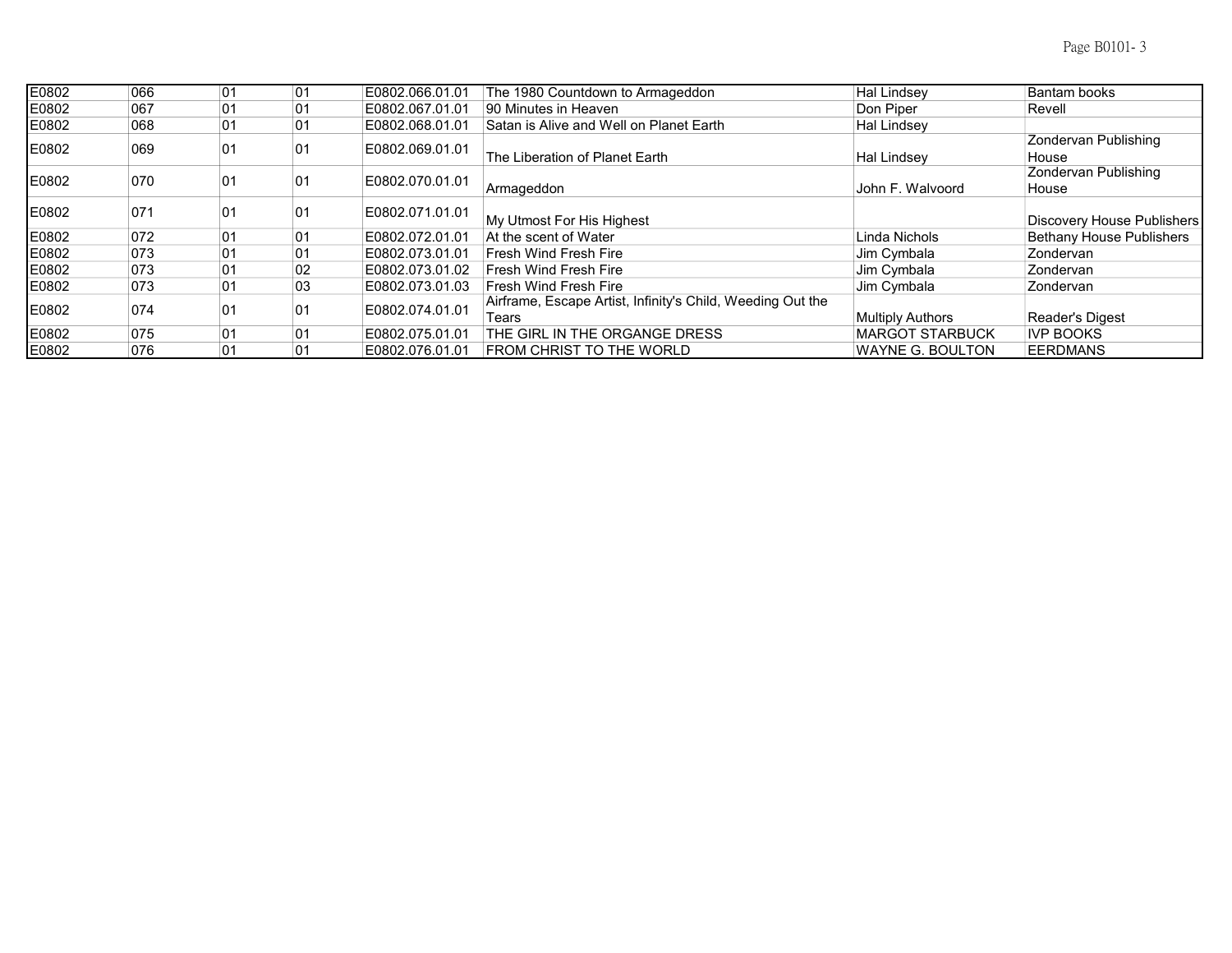| | | | | | | | |
|---|---|---|---|---|---|---|---|
| E0802 | 066 | 01 | 01 | E0802.066.01.01 | The 1980 Countdown to Armageddon | Hal Lindsey | Bantam books |
| E0802 | 067 | 01 | 01 | E0802.067.01.01 | 90 Minutes in Heaven | Don Piper | Revell |
| E0802 | 068 | 01 | 01 | E0802.068.01.01 | Satan is Alive and Well on Planet Earth | Hal Lindsey | |
| E0802 | 069 | 01 | 01 | E0802.069.01.01 | The Liberation of Planet Earth | Hal Lindsey | Zondervan Publishing House |
| E0802 | 070 | 01 | 01 | E0802.070.01.01 | Armageddon | John F. Walvoord | Zondervan Publishing House |
| E0802 | 071 | 01 | 01 | E0802.071.01.01 | My Utmost For His Highest | | Discovery House Publishers |
| E0802 | 072 | 01 | 01 | E0802.072.01.01 | At the scent of Water | Linda Nichols | Bethany House Publishers |
| E0802 | 073 | 01 | 01 | E0802.073.01.01 | Fresh Wind Fresh Fire | Jim Cymbala | Zondervan |
| E0802 | 073 | 01 | 02 | E0802.073.01.02 | Fresh Wind Fresh Fire | Jim Cymbala | Zondervan |
| E0802 | 073 | 01 | 03 | E0802.073.01.03 | Fresh Wind Fresh Fire | Jim Cymbala | Zondervan |
| E0802 | 074 | 01 | 01 | E0802.074.01.01 | Airframe, Escape Artist, Infinity's Child, Weeding Out the Tears | Multiply Authors | Reader's Digest |
| E0802 | 075 | 01 | 01 | E0802.075.01.01 | THE GIRL IN THE ORGANGE DRESS | MARGOT STARBUCK | IVP BOOKS |
| E0802 | 076 | 01 | 01 | E0802.076.01.01 | FROM CHRIST TO THE WORLD | WAYNE G. BOULTON | EERDMANS |